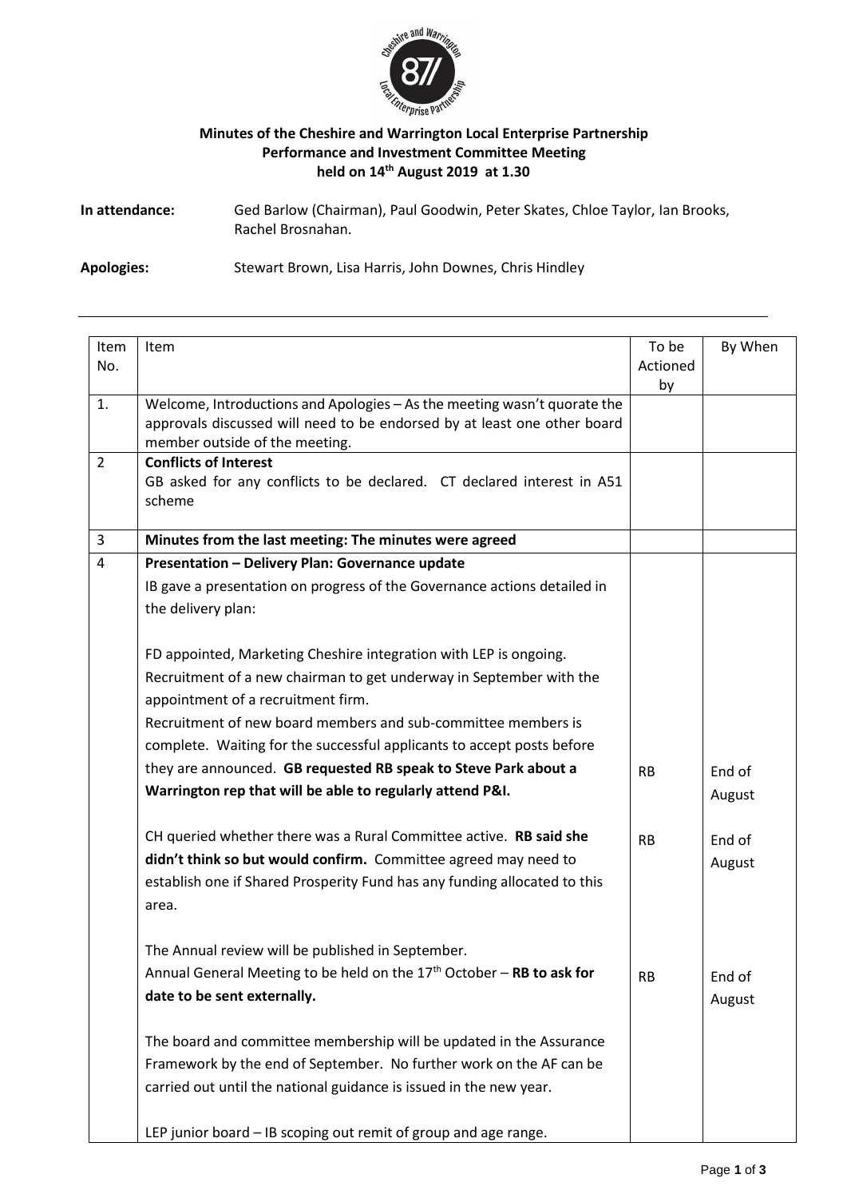**Minutes of the Cheshire and Warrington Local Enterprise Partnership Performance and Investment Committee Meeting held on 14th August 2019 at 1.30**

**In attendance:** Ged Barlow (Chairman), Paul Goodwin, Peter Skates, Chloe Taylor, Ian Brooks, Rachel Brosnahan.

**Apologies:** Stewart Brown, Lisa Harris, John Downes, Chris Hindley

| Item No. | Item | To be Actioned by | By When |
|---|---|---|---|
| 1. | Welcome, Introductions and Apologies – As the meeting wasn't quorate the approvals discussed will need to be endorsed by at least one other board member outside of the meeting. | | |
| 2 | **Conflicts of Interest**<br>GB asked for any conflicts to be declared. CT declared interest in A51 scheme | | |
| 3 | **Minutes from the last meeting: The minutes were agreed** | | |
| 4 | **Presentation – Delivery Plan: Governance update**<br>IB gave a presentation on progress of the Governance actions detailed in the delivery plan:<br><br>FD appointed, Marketing Cheshire integration with LEP is ongoing.<br>Recruitment of a new chairman to get underway in September with the appointment of a recruitment firm.<br>Recruitment of new board members and sub-committee members is complete. Waiting for the successful applicants to accept posts before they are announced. **GB requested RB speak to Steve Park about a Warrington rep that will be able to regularly attend P&I.**<br><br>CH queried whether there was a Rural Committee active. **RB said she didn't think so but would confirm.** Committee agreed may need to establish one if Shared Prosperity Fund has any funding allocated to this area.<br><br>The Annual review will be published in September.<br>Annual General Meeting to be held on the 17th October – **RB to ask for date to be sent externally.**<br><br>The board and committee membership will be updated in the Assurance Framework by the end of September. No further work on the AF can be carried out until the national guidance is issued in the new year.<br><br>LEP junior board – IB scoping out remit of group and age range. | RB<br><br>RB<br><br>RB | End of August<br><br>End of August<br><br>End of August |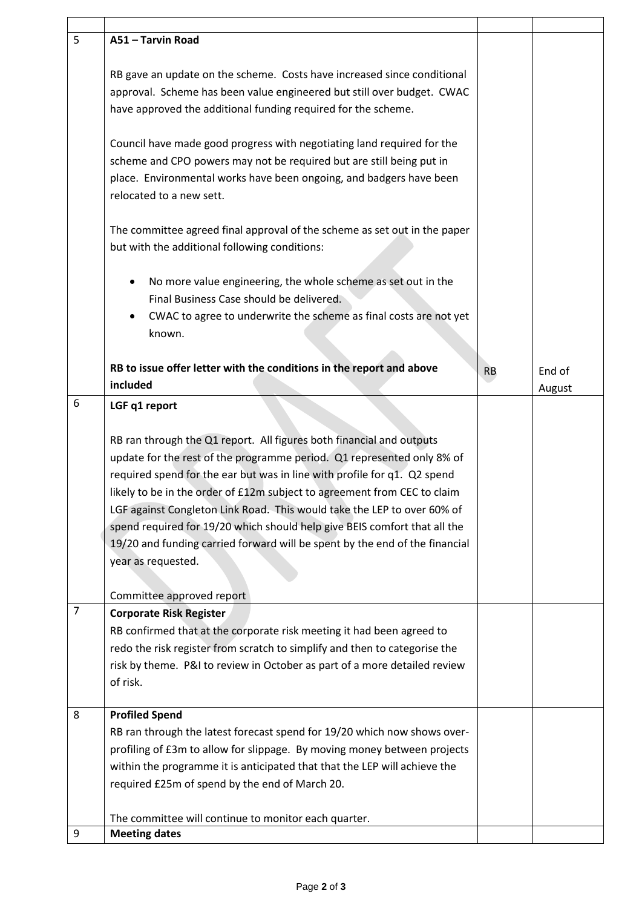| | | | |
|---|---|---|---|
| 5 | **A51 – Tarvin Road**<br><br>RB gave an update on the scheme. Costs have increased since conditional approval. Scheme has been value engineered but still over budget. CWAC have approved the additional funding required for the scheme.<br><br>Council have made good progress with negotiating land required for the scheme and CPO powers may not be required but are still being put in place. Environmental works have been ongoing, and badgers have been relocated to a new sett.<br><br>The committee agreed final approval of the scheme as set out in the paper but with the additional following conditions:<br><br>• No more value engineering, the whole scheme as set out in the Final Business Case should be delivered.<br>• CWAC to agree to underwrite the scheme as final costs are not yet known.<br><br>**RB to issue offer letter with the conditions in the report and above included** | RB | End of August |
| 6 | **LGF q1 report**<br><br>RB ran through the Q1 report. All figures both financial and outputs update for the rest of the programme period. Q1 represented only 8% of required spend for the ear but was in line with profile for q1. Q2 spend likely to be in the order of £12m subject to agreement from CEC to claim LGF against Congleton Link Road. This would take the LEP to over 60% of spend required for 19/20 which should help give BEIS comfort that all the 19/20 and funding carried forward will be spent by the end of the financial year as requested.<br><br>Committee approved report | | |
| 7 | **Corporate Risk Register**<br>RB confirmed that at the corporate risk meeting it had been agreed to redo the risk register from scratch to simplify and then to categorise the risk by theme. P&I to review in October as part of a more detailed review of risk. | | |
| 8 | **Profiled Spend**<br>RB ran through the latest forecast spend for 19/20 which now shows over-profiling of £3m to allow for slippage. By moving money between projects within the programme it is anticipated that that the LEP will achieve the required £25m of spend by the end of March 20.<br><br>The committee will continue to monitor each quarter. | | |
| 9 | **Meeting dates** | | |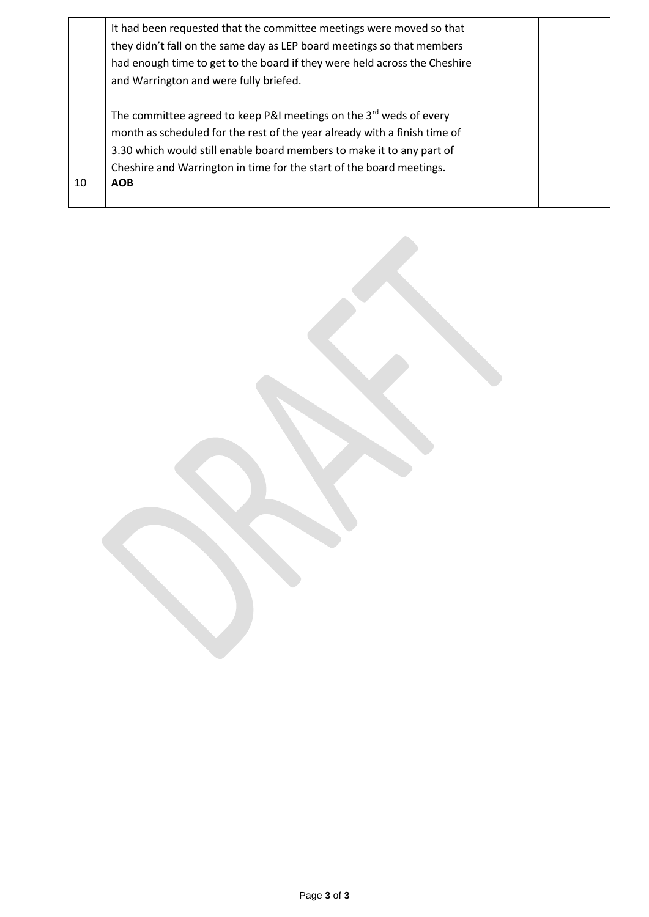| | | | |
|---|---|---|---|
| | It had been requested that the committee meetings were moved so that they didn't fall on the same day as LEP board meetings so that members had enough time to get to the board if they were held across the Cheshire and Warrington and were fully briefed.<br><br>The committee agreed to keep P&I meetings on the 3rd weds of every month as scheduled for the rest of the year already with a finish time of 3.30 which would still enable board members to make it to any part of Cheshire and Warrington in time for the start of the board meetings. | | |
| 10 | **AOB** | | |

DRAFT